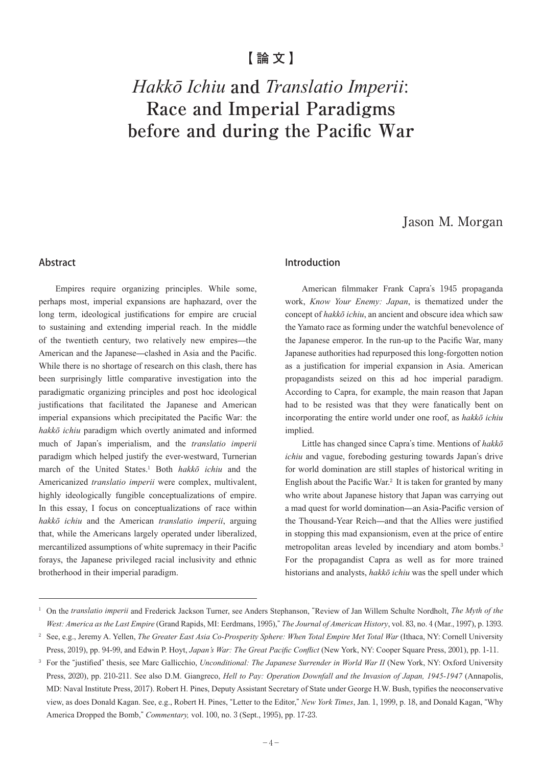【論文】

# *Hakkō Ichiu* and *Translatio Imperii*: Race and Imperial Paradigms before and during the Pacific War

Jason M. Morgan

## Abstract

Empires require organizing principles. While some, perhaps most, imperial expansions are haphazard, over the long term, ideological justifications for empire are crucial to sustaining and extending imperial reach. In the middle of the twentieth century, two relatively new empires—the American and the Japanese—clashed in Asia and the Pacific. While there is no shortage of research on this clash, there has been surprisingly little comparative investigation into the paradigmatic organizing principles and post hoc ideological justifications that facilitated the Japanese and American imperial expansions which precipitated the Pacific War: the *hakkō ichiu* paradigm which overtly animated and informed much of Japan's imperialism, and the *translatio imperii* paradigm which helped justify the ever-westward, Turnerian march of the United States.[1] Both *hakkō ichiu* and the Americanized *translatio imperii* were complex, multivalent, highly ideologically fungible conceptualizations of empire. In this essay, I focus on conceptualizations of race within *hakkō ichiu* and the American *translatio imperii*, arguing that, while the Americans largely operated under liberalized, mercantilized assumptions of white supremacy in their Pacific forays, the Japanese privileged racial inclusivity and ethnic brotherhood in their imperial paradigm.

## Introduction

American filmmaker Frank Capra's 1945 propaganda work, *Know Your Enemy: Japan*, is thematized under the concept of *hakkō ichiu*, an ancient and obscure idea which saw the Yamato race as forming under the watchful benevolence of the Japanese emperor. In the run-up to the Pacific War, many Japanese authorities had repurposed this long-forgotten notion as a justification for imperial expansion in Asia. American propagandists seized on this ad hoc imperial paradigm. According to Capra, for example, the main reason that Japan had to be resisted was that they were fanatically bent on incorporating the entire world under one roof, as *hakkō ichiu* implied.

Little has changed since Capra's time. Mentions of *hakkō ichiu* and vague, foreboding gesturing towards Japan's drive for world domination are still staples of historical writing in English about the Pacific War.[2] It is taken for granted by many who write about Japanese history that Japan was carrying out a mad quest for world domination—an Asia-Pacific version of the Thousand-Year Reich—and that the Allies were justified in stopping this mad expansionism, even at the price of entire metropolitan areas leveled by incendiary and atom bombs.[3] For the propagandist Capra as well as for more trained historians and analysts, *hakkō ichiu* was the spell under which

---

[1] On the *translatio imperii* and Frederick Jackson Turner, see Anders Stephanson, "Review of Jan Willem Schulte Nordholt, *The Myth of the West: America as the Last Empire* (Grand Rapids, MI: Eerdmans, 1995)," *The Journal of American History*, vol. 83, no. 4 (Mar., 1997), p. 1393.

[2] See, e.g., Jeremy A. Yellen, *The Greater East Asia Co-Prosperity Sphere: When Total Empire Met Total War* (Ithaca, NY: Cornell University Press, 2019), pp. 94-99, and Edwin P. Hoyt, *Japan's War: The Great Pacific Conflict* (New York, NY: Cooper Square Press, 2001), pp. 1-11.

[3] For the "justified" thesis, see Marc Gallicchio, *Unconditional: The Japanese Surrender in World War II* (New York, NY: Oxford University Press, 2020), pp. 210-211. See also D.M. Giangreco, *Hell to Pay: Operation Downfall and the Invasion of Japan, 1945-1947* (Annapolis, MD: Naval Institute Press, 2017). Robert H. Pines, Deputy Assistant Secretary of State under George H.W. Bush, typifies the neoconservative view, as does Donald Kagan. See, e.g., Robert H. Pines, "Letter to the Editor," *New York Times*, Jan. 1, 1999, p. 18, and Donald Kagan, "Why America Dropped the Bomb," *Commentary,* vol. 100, no. 3 (Sept., 1995), pp. 17-23.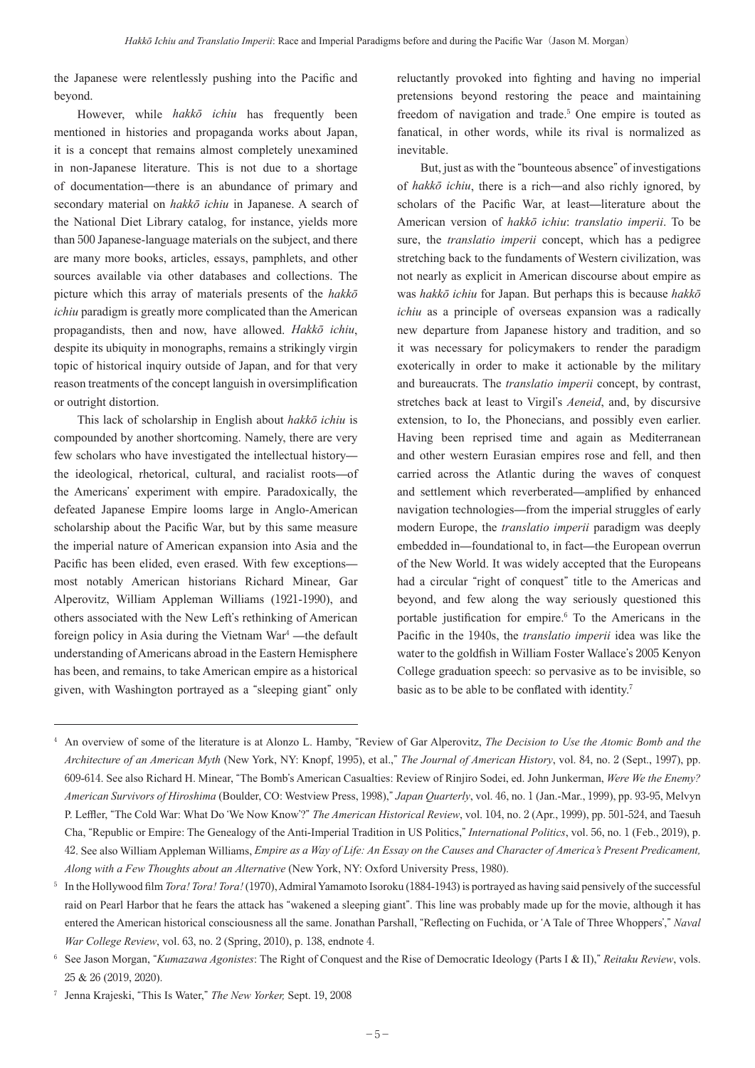the Japanese were relentlessly pushing into the Pacific and beyond.

However, while *hakkō ichiu* has frequently been mentioned in histories and propaganda works about Japan, it is a concept that remains almost completely unexamined in non-Japanese literature. This is not due to a shortage of documentation—there is an abundance of primary and secondary material on *hakkō ichiu* in Japanese. A search of the National Diet Library catalog, for instance, yields more than 500 Japanese-language materials on the subject, and there are many more books, articles, essays, pamphlets, and other sources available via other databases and collections. The picture which this array of materials presents of the *hakkō ichiu* paradigm is greatly more complicated than the American propagandists, then and now, have allowed. *Hakkō ichiu*, despite its ubiquity in monographs, remains a strikingly virgin topic of historical inquiry outside of Japan, and for that very reason treatments of the concept languish in oversimplification or outright distortion.

This lack of scholarship in English about *hakkō ichiu* is compounded by another shortcoming. Namely, there are very few scholars who have investigated the intellectual history—the ideological, rhetorical, cultural, and racialist roots—of the Americans' experiment with empire. Paradoxically, the defeated Japanese Empire looms large in Anglo-American scholarship about the Pacific War, but by this same measure the imperial nature of American expansion into Asia and the Pacific has been elided, even erased. With few exceptions—most notably American historians Richard Minear, Gar Alperovitz, William Appleman Williams (1921-1990), and others associated with the New Left's rethinking of American foreign policy in Asia during the Vietnam War[4] —the default understanding of Americans abroad in the Eastern Hemisphere has been, and remains, to take American empire as a historical given, with Washington portrayed as a "sleeping giant" only reluctantly provoked into fighting and having no imperial pretensions beyond restoring the peace and maintaining freedom of navigation and trade.[5] One empire is touted as fanatical, in other words, while its rival is normalized as inevitable.

But, just as with the "bounteous absence" of investigations of *hakkō ichiu*, there is a rich—and also richly ignored, by scholars of the Pacific War, at least—literature about the American version of *hakkō ichiu*: *translatio imperii*. To be sure, the *translatio imperii* concept, which has a pedigree stretching back to the fundaments of Western civilization, was not nearly as explicit in American discourse about empire as was *hakkō ichiu* for Japan. But perhaps this is because *hakkō ichiu* as a principle of overseas expansion was a radically new departure from Japanese history and tradition, and so it was necessary for policymakers to render the paradigm exoterically in order to make it actionable by the military and bureaucrats. The *translatio imperii* concept, by contrast, stretches back at least to Virgil's *Aeneid*, and, by discursive extension, to Io, the Phonecians, and possibly even earlier. Having been reprised time and again as Mediterranean and other western Eurasian empires rose and fell, and then carried across the Atlantic during the waves of conquest and settlement which reverberated—amplified by enhanced navigation technologies—from the imperial struggles of early modern Europe, the *translatio imperii* paradigm was deeply embedded in—foundational to, in fact—the European overrun of the New World. It was widely accepted that the Europeans had a circular "right of conquest" title to the Americas and beyond, and few along the way seriously questioned this portable justification for empire.[6] To the Americans in the Pacific in the 1940s, the *translatio imperii* idea was like the water to the goldfish in William Foster Wallace's 2005 Kenyon College graduation speech: so pervasive as to be invisible, so basic as to be able to be conflated with identity.[7]

---

[4] An overview of some of the literature is at Alonzo L. Hamby, "Review of Gar Alperovitz, *The Decision to Use the Atomic Bomb and the Architecture of an American Myth* (New York, NY: Knopf, 1995), et al.," *The Journal of American History*, vol. 84, no. 2 (Sept., 1997), pp. 609-614. See also Richard H. Minear, "The Bomb's American Casualties: Review of Rinjiro Sodei, ed. John Junkerman, *Were We the Enemy? American Survivors of Hiroshima* (Boulder, CO: Westview Press, 1998)," *Japan Quarterly*, vol. 46, no. 1 (Jan.-Mar., 1999), pp. 93-95, Melvyn P. Leffler, "The Cold War: What Do 'We Now Know'?" *The American Historical Review*, vol. 104, no. 2 (Apr., 1999), pp. 501-524, and Taesuh Cha, "Republic or Empire: The Genealogy of the Anti-Imperial Tradition in US Politics," *International Politics*, vol. 56, no. 1 (Feb., 2019), p. 42. See also William Appleman Williams, *Empire as a Way of Life: An Essay on the Causes and Character of America's Present Predicament, Along with a Few Thoughts about an Alternative* (New York, NY: Oxford University Press, 1980).

[5] In the Hollywood film *Tora! Tora! Tora!* (1970), Admiral Yamamoto Isoroku (1884-1943) is portrayed as having said pensively of the successful raid on Pearl Harbor that he fears the attack has "wakened a sleeping giant". This line was probably made up for the movie, although it has entered the American historical consciousness all the same. Jonathan Parshall, "Reflecting on Fuchida, or 'A Tale of Three Whoppers'," *Naval War College Review*, vol. 63, no. 2 (Spring, 2010), p. 138, endnote 4.

[6] See Jason Morgan, "*Kumazawa Agonistes*: The Right of Conquest and the Rise of Democratic Ideology (Parts I & II)," *Reitaku Review*, vols. 25 & 26 (2019, 2020).

[7] Jenna Krajeski, "This Is Water," *The New Yorker,* Sept. 19, 2008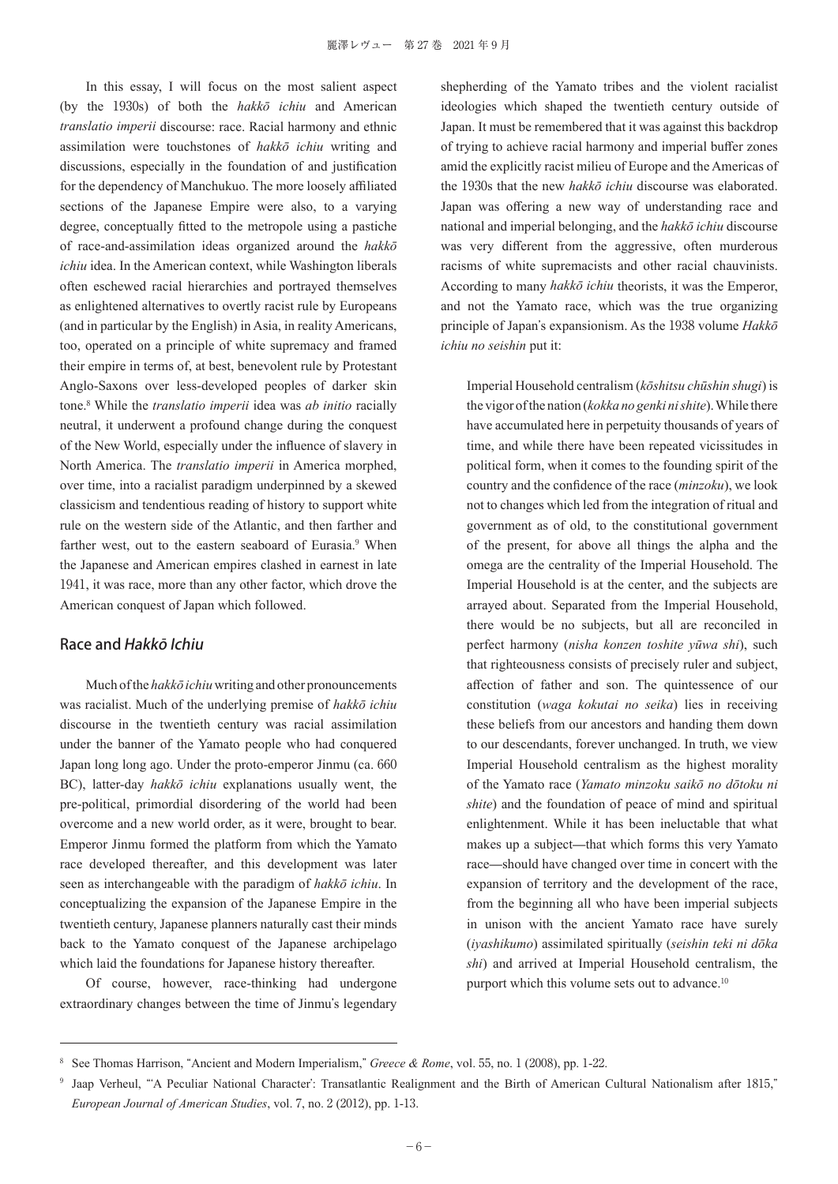In this essay, I will focus on the most salient aspect (by the 1930s) of both the *hakkō ichiu* and American *translatio imperii* discourse: race. Racial harmony and ethnic assimilation were touchstones of *hakkō ichiu* writing and discussions, especially in the foundation of and justification for the dependency of Manchukuo. The more loosely affiliated sections of the Japanese Empire were also, to a varying degree, conceptually fitted to the metropole using a pastiche of race-and-assimilation ideas organized around the *hakkō ichiu* idea. In the American context, while Washington liberals often eschewed racial hierarchies and portrayed themselves as enlightened alternatives to overtly racist rule by Europeans (and in particular by the English) in Asia, in reality Americans, too, operated on a principle of white supremacy and framed their empire in terms of, at best, benevolent rule by Protestant Anglo-Saxons over less-developed peoples of darker skin tone.[8] While the *translatio imperii* idea was *ab initio* racially neutral, it underwent a profound change during the conquest of the New World, especially under the influence of slavery in North America. The *translatio imperii* in America morphed, over time, into a racialist paradigm underpinned by a skewed classicism and tendentious reading of history to support white rule on the western side of the Atlantic, and then farther and farther west, out to the eastern seaboard of Eurasia.[9] When the Japanese and American empires clashed in earnest in late 1941, it was race, more than any other factor, which drove the American conquest of Japan which followed.

## Race and *Hakkō Ichiu*

Much of the *hakkō ichiu* writing and other pronouncements was racialist. Much of the underlying premise of *hakkō ichiu* discourse in the twentieth century was racial assimilation under the banner of the Yamato people who had conquered Japan long long ago. Under the proto-emperor Jinmu (ca. 660 BC), latter-day *hakkō ichiu* explanations usually went, the pre-political, primordial disordering of the world had been overcome and a new world order, as it were, brought to bear. Emperor Jinmu formed the platform from which the Yamato race developed thereafter, and this development was later seen as interchangeable with the paradigm of *hakkō ichiu*. In conceptualizing the expansion of the Japanese Empire in the twentieth century, Japanese planners naturally cast their minds back to the Yamato conquest of the Japanese archipelago which laid the foundations for Japanese history thereafter.

Of course, however, race-thinking had undergone extraordinary changes between the time of Jinmu's legendary shepherding of the Yamato tribes and the violent racialist ideologies which shaped the twentieth century outside of Japan. It must be remembered that it was against this backdrop of trying to achieve racial harmony and imperial buffer zones amid the explicitly racist milieu of Europe and the Americas of the 1930s that the new *hakkō ichiu* discourse was elaborated. Japan was offering a new way of understanding race and national and imperial belonging, and the *hakkō ichiu* discourse was very different from the aggressive, often murderous racisms of white supremacists and other racial chauvinists. According to many *hakkō ichiu* theorists, it was the Emperor, and not the Yamato race, which was the true organizing principle of Japan's expansionism. As the 1938 volume *Hakkō ichiu no seishin* put it:

> Imperial Household centralism (*kōshitsu chūshin shugi*) is the vigor of the nation (*kokka no genki ni shite*). While there have accumulated here in perpetuity thousands of years of time, and while there have been repeated vicissitudes in political form, when it comes to the founding spirit of the country and the confidence of the race (*minzoku*), we look not to changes which led from the integration of ritual and government as of old, to the constitutional government of the present, for above all things the alpha and the omega are the centrality of the Imperial Household. The Imperial Household is at the center, and the subjects are arrayed about. Separated from the Imperial Household, there would be no subjects, but all are reconciled in perfect harmony (*nisha konzen toshite yūwa shi*), such that righteousness consists of precisely ruler and subject, affection of father and son. The quintessence of our constitution (*waga kokutai no seika*) lies in receiving these beliefs from our ancestors and handing them down to our descendants, forever unchanged. In truth, we view Imperial Household centralism as the highest morality of the Yamato race (*Yamato minzoku saikō no dōtoku ni shite*) and the foundation of peace of mind and spiritual enlightenment. While it has been ineluctable that what makes up a subject—that which forms this very Yamato race—should have changed over time in concert with the expansion of territory and the development of the race, from the beginning all who have been imperial subjects in unison with the ancient Yamato race have surely (*iyashikumo*) assimilated spiritually (*seishin teki ni dōka shi*) and arrived at Imperial Household centralism, the purport which this volume sets out to advance.[10]

---

[8] See Thomas Harrison, "Ancient and Modern Imperialism," *Greece & Rome*, vol. 55, no. 1 (2008), pp. 1-22.

[9] Jaap Verheul, "'A Peculiar National Character': Transatlantic Realignment and the Birth of American Cultural Nationalism after 1815," *European Journal of American Studies*, vol. 7, no. 2 (2012), pp. 1-13.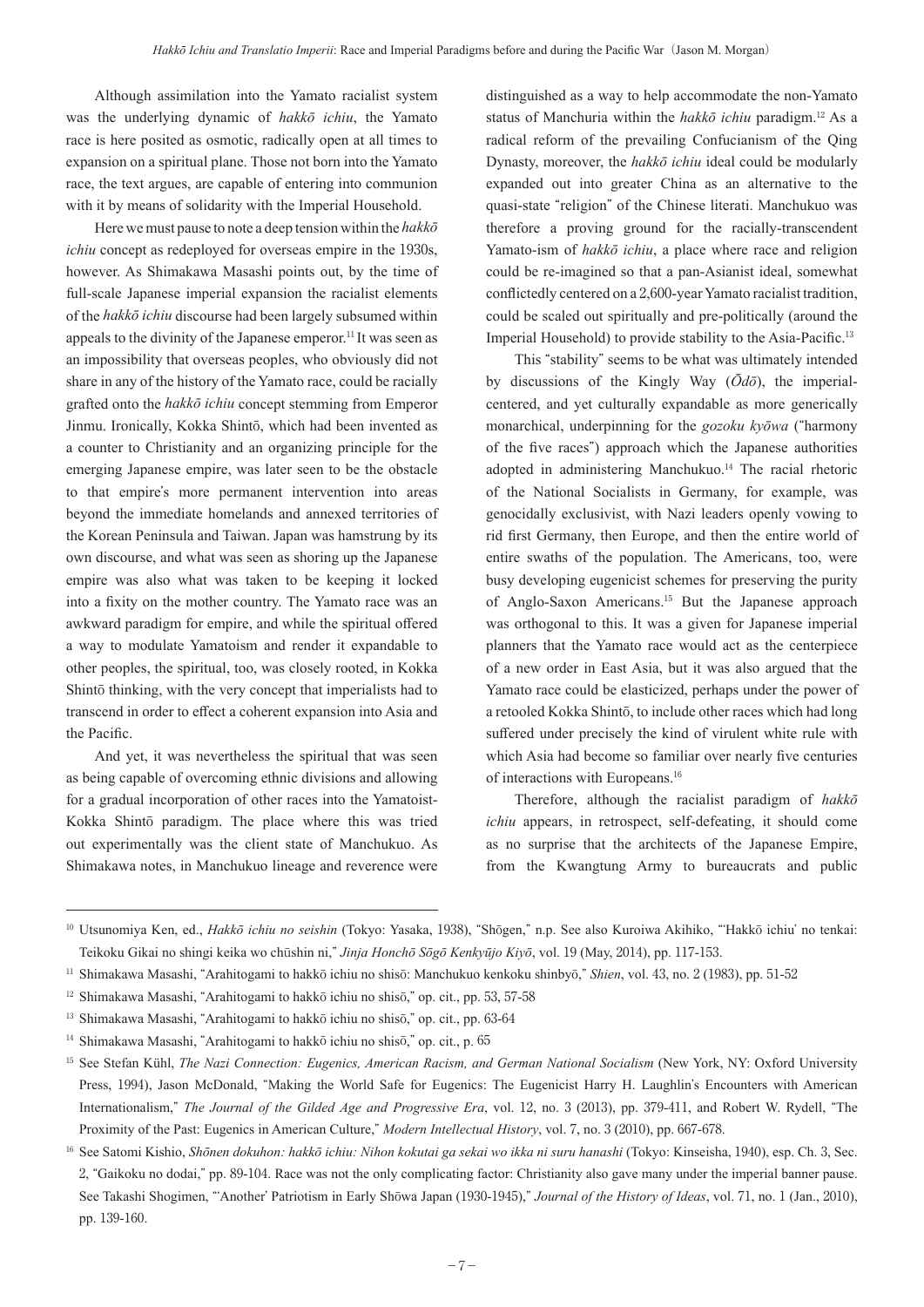Although assimilation into the Yamato racialist system was the underlying dynamic of *hakkō ichiu*, the Yamato race is here posited as osmotic, radically open at all times to expansion on a spiritual plane. Those not born into the Yamato race, the text argues, are capable of entering into communion with it by means of solidarity with the Imperial Household.

Here we must pause to note a deep tension within the *hakkō ichiu* concept as redeployed for overseas empire in the 1930s, however. As Shimakawa Masashi points out, by the time of full-scale Japanese imperial expansion the racialist elements of the *hakkō ichiu* discourse had been largely subsumed within appeals to the divinity of the Japanese emperor.[11] It was seen as an impossibility that overseas peoples, who obviously did not share in any of the history of the Yamato race, could be racially grafted onto the *hakkō ichiu* concept stemming from Emperor Jinmu. Ironically, Kokka Shintō, which had been invented as a counter to Christianity and an organizing principle for the emerging Japanese empire, was later seen to be the obstacle to that empire's more permanent intervention into areas beyond the immediate homelands and annexed territories of the Korean Peninsula and Taiwan. Japan was hamstrung by its own discourse, and what was seen as shoring up the Japanese empire was also what was taken to be keeping it locked into a fixity on the mother country. The Yamato race was an awkward paradigm for empire, and while the spiritual offered a way to modulate Yamatoism and render it expandable to other peoples, the spiritual, too, was closely rooted, in Kokka Shintō thinking, with the very concept that imperialists had to transcend in order to effect a coherent expansion into Asia and the Pacific.

And yet, it was nevertheless the spiritual that was seen as being capable of overcoming ethnic divisions and allowing for a gradual incorporation of other races into the Yamatoist-Kokka Shintō paradigm. The place where this was tried out experimentally was the client state of Manchukuo. As Shimakawa notes, in Manchukuo lineage and reverence were distinguished as a way to help accommodate the non-Yamato status of Manchuria within the *hakkō ichiu* paradigm.[12] As a radical reform of the prevailing Confucianism of the Qing Dynasty, moreover, the *hakkō ichiu* ideal could be modularly expanded out into greater China as an alternative to the quasi-state "religion" of the Chinese literati. Manchukuo was therefore a proving ground for the racially-transcendent Yamato-ism of *hakkō ichiu*, a place where race and religion could be re-imagined so that a pan-Asianist ideal, somewhat conflictedly centered on a 2,600-year Yamato racialist tradition, could be scaled out spiritually and pre-politically (around the Imperial Household) to provide stability to the Asia-Pacific.[13]

This "stability" seems to be what was ultimately intended by discussions of the Kingly Way (*Ōdō*), the imperial-centered, and yet culturally expandable as more generically monarchical, underpinning for the *gozoku kyōwa* ("harmony of the five races") approach which the Japanese authorities adopted in administering Manchukuo.[14] The racial rhetoric of the National Socialists in Germany, for example, was genocidally exclusivist, with Nazi leaders openly vowing to rid first Germany, then Europe, and then the entire world of entire swaths of the population. The Americans, too, were busy developing eugenicist schemes for preserving the purity of Anglo-Saxon Americans.[15] But the Japanese approach was orthogonal to this. It was a given for Japanese imperial planners that the Yamato race would act as the centerpiece of a new order in East Asia, but it was also argued that the Yamato race could be elasticized, perhaps under the power of a retooled Kokka Shintō, to include other races which had long suffered under precisely the kind of virulent white rule with which Asia had become so familiar over nearly five centuries of interactions with Europeans.[16]

Therefore, although the racialist paradigm of *hakkō ichiu* appears, in retrospect, self-defeating, it should come as no surprise that the architects of the Japanese Empire, from the Kwangtung Army to bureaucrats and public

---

[10] Utsunomiya Ken, ed., *Hakkō ichiu no seishin* (Tokyo: Yasaka, 1938), "Shōgen," n.p. See also Kuroiwa Akihiko, "'Hakkō ichiu' no tenkai: Teikoku Gikai no shingi keika wo chūshin ni," *Jinja Honchō Sōgō Kenkyūjo Kiyō*, vol. 19 (May, 2014), pp. 117-153.

[11] Shimakawa Masashi, "Arahitogami to hakkō ichiu no shisō: Manchukuo kenkoku shinbyō," *Shien*, vol. 43, no. 2 (1983), pp. 51-52

[12] Shimakawa Masashi, "Arahitogami to hakkō ichiu no shisō," op. cit., pp. 53, 57-58

[13] Shimakawa Masashi, "Arahitogami to hakkō ichiu no shisō," op. cit., pp. 63-64

[14] Shimakawa Masashi, "Arahitogami to hakkō ichiu no shisō," op. cit., p. 65

[15] See Stefan Kühl, *The Nazi Connection: Eugenics, American Racism, and German National Socialism* (New York, NY: Oxford University Press, 1994), Jason McDonald, "Making the World Safe for Eugenics: The Eugenicist Harry H. Laughlin's Encounters with American Internationalism," *The Journal of the Gilded Age and Progressive Era*, vol. 12, no. 3 (2013), pp. 379-411, and Robert W. Rydell, "The Proximity of the Past: Eugenics in American Culture," *Modern Intellectual History*, vol. 7, no. 3 (2010), pp. 667-678.

[16] See Satomi Kishio, *Shōnen dokuhon: hakkō ichiu: Nihon kokutai ga sekai wo ikka ni suru hanashi* (Tokyo: Kinseisha, 1940), esp. Ch. 3, Sec. 2, "Gaikoku no dodai," pp. 89-104. Race was not the only complicating factor: Christianity also gave many under the imperial banner pause. See Takashi Shogimen, "'Another' Patriotism in Early Shōwa Japan (1930-1945)," *Journal of the History of Ideas*, vol. 71, no. 1 (Jan., 2010), pp. 139-160.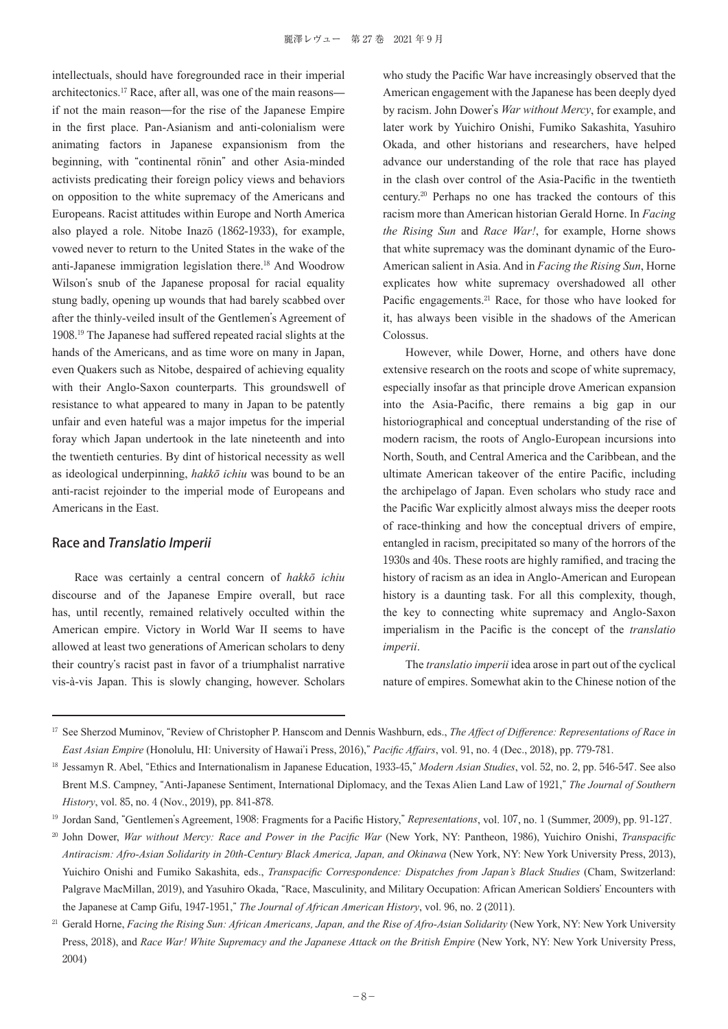intellectuals, should have foregrounded race in their imperial architectonics.[17] Race, after all, was one of the main reasons—if not the main reason—for the rise of the Japanese Empire in the first place. Pan-Asianism and anti-colonialism were animating factors in Japanese expansionism from the beginning, with "continental rōnin" and other Asia-minded activists predicating their foreign policy views and behaviors on opposition to the white supremacy of the Americans and Europeans. Racist attitudes within Europe and North America also played a role. Nitobe Inazō (1862-1933), for example, vowed never to return to the United States in the wake of the anti-Japanese immigration legislation there.[18] And Woodrow Wilson's snub of the Japanese proposal for racial equality stung badly, opening up wounds that had barely scabbed over after the thinly-veiled insult of the Gentlemen's Agreement of 1908.[19] The Japanese had suffered repeated racial slights at the hands of the Americans, and as time wore on many in Japan, even Quakers such as Nitobe, despaired of achieving equality with their Anglo-Saxon counterparts. This groundswell of resistance to what appeared to many in Japan to be patently unfair and even hateful was a major impetus for the imperial foray which Japan undertook in the late nineteenth and into the twentieth centuries. By dint of historical necessity as well as ideological underpinning, *hakkō ichiu* was bound to be an anti-racist rejoinder to the imperial mode of Europeans and Americans in the East.

## Race and *Translatio Imperii*

Race was certainly a central concern of *hakkō ichiu* discourse and of the Japanese Empire overall, but race has, until recently, remained relatively occulted within the American empire. Victory in World War II seems to have allowed at least two generations of American scholars to deny their country's racist past in favor of a triumphalist narrative vis-à-vis Japan. This is slowly changing, however. Scholars who study the Pacific War have increasingly observed that the American engagement with the Japanese has been deeply dyed by racism. John Dower's *War without Mercy*, for example, and later work by Yuichiro Onishi, Fumiko Sakashita, Yasuhiro Okada, and other historians and researchers, have helped advance our understanding of the role that race has played in the clash over control of the Asia-Pacific in the twentieth century.[20] Perhaps no one has tracked the contours of this racism more than American historian Gerald Horne. In *Facing the Rising Sun* and *Race War!*, for example, Horne shows that white supremacy was the dominant dynamic of the Euro-American salient in Asia. And in *Facing the Rising Sun*, Horne explicates how white supremacy overshadowed all other Pacific engagements.[21] Race, for those who have looked for it, has always been visible in the shadows of the American Colossus.

However, while Dower, Horne, and others have done extensive research on the roots and scope of white supremacy, especially insofar as that principle drove American expansion into the Asia-Pacific, there remains a big gap in our historiographical and conceptual understanding of the rise of modern racism, the roots of Anglo-European incursions into North, South, and Central America and the Caribbean, and the ultimate American takeover of the entire Pacific, including the archipelago of Japan. Even scholars who study race and the Pacific War explicitly almost always miss the deeper roots of race-thinking and how the conceptual drivers of empire, entangled in racism, precipitated so many of the horrors of the 1930s and 40s. These roots are highly ramified, and tracing the history of racism as an idea in Anglo-American and European history is a daunting task. For all this complexity, though, the key to connecting white supremacy and Anglo-Saxon imperialism in the Pacific is the concept of the *translatio imperii*.

The *translatio imperii* idea arose in part out of the cyclical nature of empires. Somewhat akin to the Chinese notion of the

---

[17] See Sherzod Muminov, "Review of Christopher P. Hanscom and Dennis Washburn, eds., *The Affect of Difference: Representations of Race in East Asian Empire* (Honolulu, HI: University of Hawai'i Press, 2016)," *Pacific Affairs*, vol. 91, no. 4 (Dec., 2018), pp. 779-781.

[18] Jessamyn R. Abel, "Ethics and Internationalism in Japanese Education, 1933-45," *Modern Asian Studies*, vol. 52, no. 2, pp. 546-547. See also Brent M.S. Campney, "Anti-Japanese Sentiment, International Diplomacy, and the Texas Alien Land Law of 1921," *The Journal of Southern History*, vol. 85, no. 4 (Nov., 2019), pp. 841-878.

[19] Jordan Sand, "Gentlemen's Agreement, 1908: Fragments for a Pacific History," *Representations*, vol. 107, no. 1 (Summer, 2009), pp. 91-127.

[20] John Dower, *War without Mercy: Race and Power in the Pacific War* (New York, NY: Pantheon, 1986), Yuichiro Onishi, *Transpacific Antiracism: Afro-Asian Solidarity in 20th-Century Black America, Japan, and Okinawa* (New York, NY: New York University Press, 2013), Yuichiro Onishi and Fumiko Sakashita, eds., *Transpacific Correspondence: Dispatches from Japan's Black Studies* (Cham, Switzerland: Palgrave MacMillan, 2019), and Yasuhiro Okada, "Race, Masculinity, and Military Occupation: African American Soldiers' Encounters with the Japanese at Camp Gifu, 1947-1951," *The Journal of African American History*, vol. 96, no. 2 (2011).

[21] Gerald Horne, *Facing the Rising Sun: African Americans, Japan, and the Rise of Afro-Asian Solidarity* (New York, NY: New York University Press, 2018), and *Race War! White Supremacy and the Japanese Attack on the British Empire* (New York, NY: New York University Press, 2004)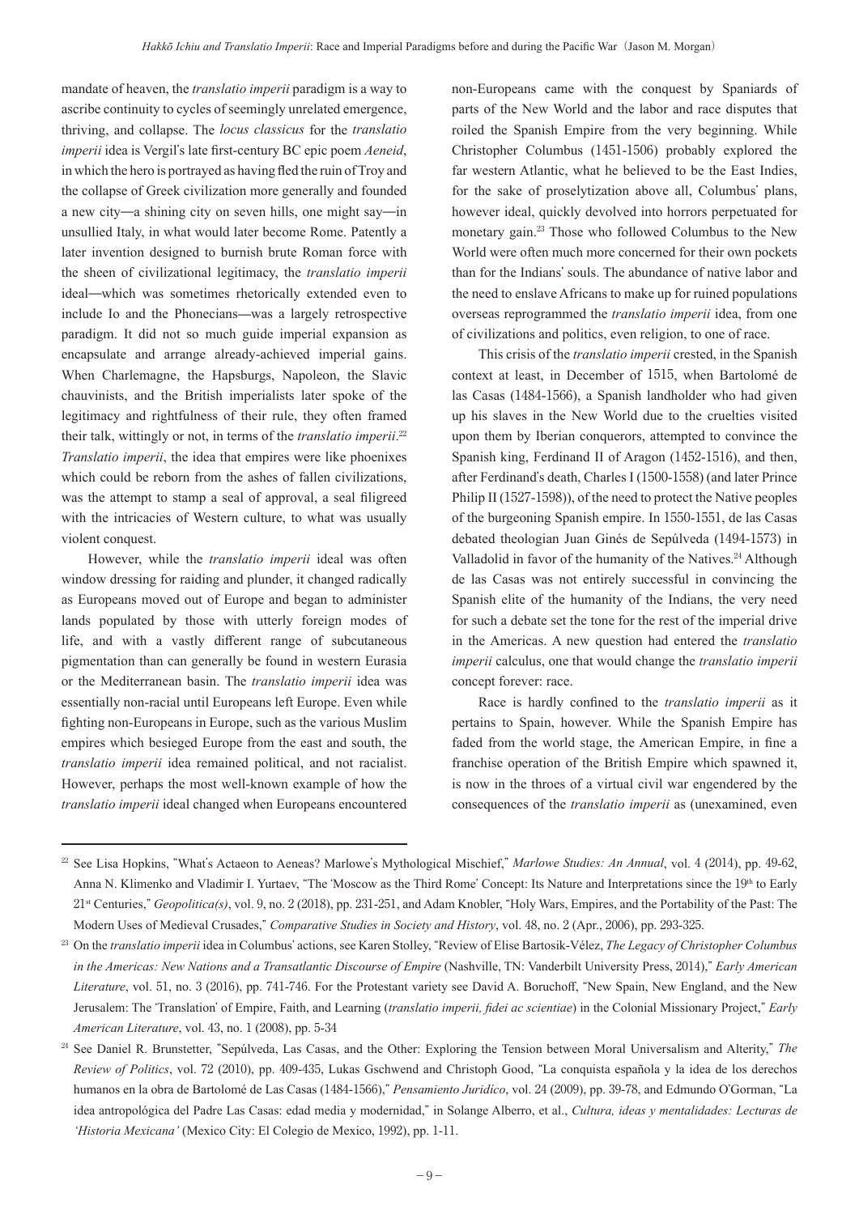mandate of heaven, the *translatio imperii* paradigm is a way to ascribe continuity to cycles of seemingly unrelated emergence, thriving, and collapse. The *locus classicus* for the *translatio imperii* idea is Vergil's late first-century BC epic poem *Aeneid*, in which the hero is portrayed as having fled the ruin of Troy and the collapse of Greek civilization more generally and founded a new city—a shining city on seven hills, one might say—in unsullied Italy, in what would later become Rome. Patently a later invention designed to burnish brute Roman force with the sheen of civilizational legitimacy, the *translatio imperii* ideal—which was sometimes rhetorically extended even to include Io and the Phonecians—was a largely retrospective paradigm. It did not so much guide imperial expansion as encapsulate and arrange already-achieved imperial gains. When Charlemagne, the Hapsburgs, Napoleon, the Slavic chauvinists, and the British imperialists later spoke of the legitimacy and rightfulness of their rule, they often framed their talk, wittingly or not, in terms of the *translatio imperii*.[22] *Translatio imperii*, the idea that empires were like phoenixes which could be reborn from the ashes of fallen civilizations, was the attempt to stamp a seal of approval, a seal filigreed with the intricacies of Western culture, to what was usually violent conquest.

However, while the *translatio imperii* ideal was often window dressing for raiding and plunder, it changed radically as Europeans moved out of Europe and began to administer lands populated by those with utterly foreign modes of life, and with a vastly different range of subcutaneous pigmentation than can generally be found in western Eurasia or the Mediterranean basin. The *translatio imperii* idea was essentially non-racial until Europeans left Europe. Even while fighting non-Europeans in Europe, such as the various Muslim empires which besieged Europe from the east and south, the *translatio imperii* idea remained political, and not racialist. However, perhaps the most well-known example of how the *translatio imperii* ideal changed when Europeans encountered non-Europeans came with the conquest by Spaniards of parts of the New World and the labor and race disputes that roiled the Spanish Empire from the very beginning. While Christopher Columbus (1451-1506) probably explored the far western Atlantic, what he believed to be the East Indies, for the sake of proselytization above all, Columbus' plans, however ideal, quickly devolved into horrors perpetuated for monetary gain.[23] Those who followed Columbus to the New World were often much more concerned for their own pockets than for the Indians' souls. The abundance of native labor and the need to enslave Africans to make up for ruined populations overseas reprogrammed the *translatio imperii* idea, from one of civilizations and politics, even religion, to one of race.

This crisis of the *translatio imperii* crested, in the Spanish context at least, in December of 1515, when Bartolomé de las Casas (1484-1566), a Spanish landholder who had given up his slaves in the New World due to the cruelties visited upon them by Iberian conquerors, attempted to convince the Spanish king, Ferdinand II of Aragon (1452-1516), and then, after Ferdinand's death, Charles I (1500-1558) (and later Prince Philip II (1527-1598)), of the need to protect the Native peoples of the burgeoning Spanish empire. In 1550-1551, de las Casas debated theologian Juan Ginés de Sepúlveda (1494-1573) in Valladolid in favor of the humanity of the Natives.[24] Although de las Casas was not entirely successful in convincing the Spanish elite of the humanity of the Indians, the very need for such a debate set the tone for the rest of the imperial drive in the Americas. A new question had entered the *translatio imperii* calculus, one that would change the *translatio imperii* concept forever: race.

Race is hardly confined to the *translatio imperii* as it pertains to Spain, however. While the Spanish Empire has faded from the world stage, the American Empire, in fine a franchise operation of the British Empire which spawned it, is now in the throes of a virtual civil war engendered by the consequences of the *translatio imperii* as (unexamined, even

---

[22] See Lisa Hopkins, "What's Actaeon to Aeneas? Marlowe's Mythological Mischief," *Marlowe Studies: An Annual*, vol. 4 (2014), pp. 49-62, Anna N. Klimenko and Vladimir I. Yurtaev, "The 'Moscow as the Third Rome' Concept: Its Nature and Interpretations since the 19th to Early 21st Centuries," *Geopolitica(s)*, vol. 9, no. 2 (2018), pp. 231-251, and Adam Knobler, "Holy Wars, Empires, and the Portability of the Past: The Modern Uses of Medieval Crusades," *Comparative Studies in Society and History*, vol. 48, no. 2 (Apr., 2006), pp. 293-325.

[23] On the *translatio imperii* idea in Columbus' actions, see Karen Stolley, "Review of Elise Bartosik-Vélez, *The Legacy of Christopher Columbus in the Americas: New Nations and a Transatlantic Discourse of Empire* (Nashville, TN: Vanderbilt University Press, 2014)," *Early American Literature*, vol. 51, no. 3 (2016), pp. 741-746. For the Protestant variety see David A. Boruchoff, "New Spain, New England, and the New Jerusalem: The 'Translation' of Empire, Faith, and Learning (*translatio imperii, fidei ac scientiae*) in the Colonial Missionary Project," *Early American Literature*, vol. 43, no. 1 (2008), pp. 5-34

[24] See Daniel R. Brunstetter, "Sepúlveda, Las Casas, and the Other: Exploring the Tension between Moral Universalism and Alterity," *The Review of Politics*, vol. 72 (2010), pp. 409-435, Lukas Gschwend and Christoph Good, "La conquista española y la idea de los derechos humanos en la obra de Bartolomé de Las Casas (1484-1566)," *Pensamiento Jurídico*, vol. 24 (2009), pp. 39-78, and Edmundo O'Gorman, "La idea antropológica del Padre Las Casas: edad media y modernidad," in Solange Alberro, et al., *Cultura, ideas y mentalidades: Lecturas de 'Historia Mexicana'* (Mexico City: El Colegio de Mexico, 1992), pp. 1-11.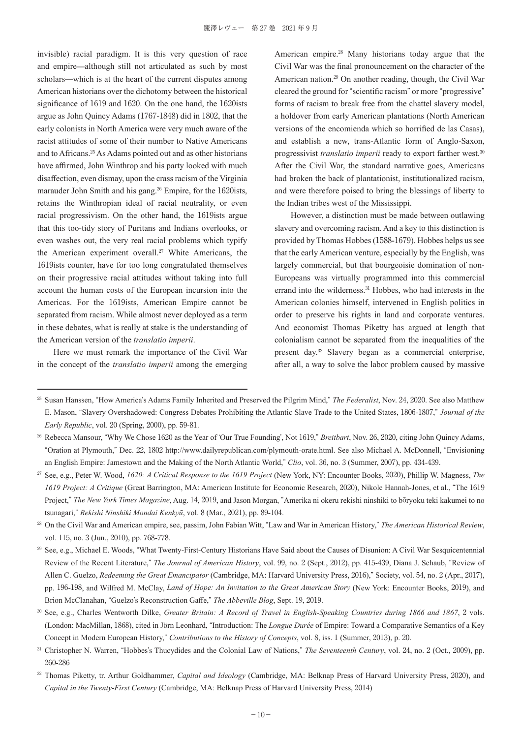invisible) racial paradigm. It is this very question of race and empire—although still not articulated as such by most scholars—which is at the heart of the current disputes among American historians over the dichotomy between the historical significance of 1619 and 1620. On the one hand, the 1620ists argue as John Quincy Adams (1767-1848) did in 1802, that the early colonists in North America were very much aware of the racist attitudes of some of their number to Native Americans and to Africans.[25] As Adams pointed out and as other historians have affirmed, John Winthrop and his party looked with much disaffection, even dismay, upon the crass racism of the Virginia marauder John Smith and his gang.[26] Empire, for the 1620ists, retains the Winthropian ideal of racial neutrality, or even racial progressivism. On the other hand, the 1619ists argue that this too-tidy story of Puritans and Indians overlooks, or even washes out, the very real racial problems which typify the American experiment overall.[27] White Americans, the 1619ists counter, have for too long congratulated themselves on their progressive racial attitudes without taking into full account the human costs of the European incursion into the Americas. For the 1619ists, American Empire cannot be separated from racism. While almost never deployed as a term in these debates, what is really at stake is the understanding of the American version of the *translatio imperii*.

Here we must remark the importance of the Civil War in the concept of the *translatio imperii* among the emerging American empire.[28] Many historians today argue that the Civil War was the final pronouncement on the character of the American nation.[29] On another reading, though, the Civil War cleared the ground for "scientific racism" or more "progressive" forms of racism to break free from the chattel slavery model, a holdover from early American plantations (North American versions of the encomienda which so horrified de las Casas), and establish a new, trans-Atlantic form of Anglo-Saxon, progressivist *translatio imperii* ready to export farther west.[30] After the Civil War, the standard narrative goes, Americans had broken the back of plantationist, institutionalized racism, and were therefore poised to bring the blessings of liberty to the Indian tribes west of the Mississippi.

However, a distinction must be made between outlawing slavery and overcoming racism. And a key to this distinction is provided by Thomas Hobbes (1588-1679). Hobbes helps us see that the early American venture, especially by the English, was largely commercial, but that bourgeoisie domination of non-Europeans was virtually programmed into this commercial errand into the wilderness.[31] Hobbes, who had interests in the American colonies himself, intervened in English politics in order to preserve his rights in land and corporate ventures. And economist Thomas Piketty has argued at length that colonialism cannot be separated from the inequalities of the present day.[32] Slavery began as a commercial enterprise, after all, a way to solve the labor problem caused by massive

---

[25] Susan Hanssen, "How America's Adams Family Inherited and Preserved the Pilgrim Mind," *The Federalist*, Nov. 24, 2020. See also Matthew E. Mason, "Slavery Overshadowed: Congress Debates Prohibiting the Atlantic Slave Trade to the United States, 1806-1807," *Journal of the Early Republic*, vol. 20 (Spring, 2000), pp. 59-81.

[26] Rebecca Mansour, "Why We Chose 1620 as the Year of 'Our True Founding', Not 1619," *Breitbart*, Nov. 26, 2020, citing John Quincy Adams, "Oration at Plymouth," Dec. 22, 1802 http://www.dailyrepublican.com/plymouth-orate.html. See also Michael A. McDonnell, "Envisioning an English Empire: Jamestown and the Making of the North Atlantic World," *Clio*, vol. 36, no. 3 (Summer, 2007), pp. 434-439.

[27] See, e.g., Peter W. Wood, *1620: A Critical Response to the 1619 Project* (New York, NY: Encounter Books, 2020), Phillip W. Magness, *The 1619 Project: A Critique* (Great Barrington, MA: American Institute for Economic Research, 2020), Nikole Hannah-Jones, et al., "The 1619 Project," *The New York Times Magazine*, Aug. 14, 2019, and Jason Morgan, "Amerika ni okeru rekishi ninshiki to bōryoku teki kakumei to no tsunagari," *Rekishi Ninshiki Mondai Kenkyū*, vol. 8 (Mar., 2021), pp. 89-104.

[28] On the Civil War and American empire, see, passim, John Fabian Witt, "Law and War in American History," *The American Historical Review*, vol. 115, no. 3 (Jun., 2010), pp. 768-778.

[29] See, e.g., Michael E. Woods, "What Twenty-First-Century Historians Have Said about the Causes of Disunion: A Civil War Sesquicentennial Review of the Recent Literature," *The Journal of American History*, vol. 99, no. 2 (Sept., 2012), pp. 415-439, Diana J. Schaub, "Review of Allen C. Guelzo, *Redeeming the Great Emancipator* (Cambridge, MA: Harvard University Press, 2016)," Society, vol. 54, no. 2 (Apr., 2017), pp. 196-198, and Wilfred M. McClay, *Land of Hope: An Invitation to the Great American Story* (New York: Encounter Books, 2019), and Brion McClanahan, "Guelzo's Reconstruction Gaffe," *The Abbeville Blog*, Sept. 19, 2019.

[30] See, e.g., Charles Wentworth Dilke, *Greater Britain: A Record of Travel in English-Speaking Countries during 1866 and 1867*, 2 vols. (London: MacMillan, 1868), cited in Jörn Leonhard, "Introduction: The *Longue Durée* of Empire: Toward a Comparative Semantics of a Key Concept in Modern European History," *Contributions to the History of Concepts*, vol. 8, iss. 1 (Summer, 2013), p. 20.

[31] Christopher N. Warren, "Hobbes's Thucydides and the Colonial Law of Nations," *The Seventeenth Century*, vol. 24, no. 2 (Oct., 2009), pp. 260-286

[32] Thomas Piketty, tr. Arthur Goldhammer, *Capital and Ideology* (Cambridge, MA: Belknap Press of Harvard University Press, 2020), and *Capital in the Twenty-First Century* (Cambridge, MA: Belknap Press of Harvard University Press, 2014)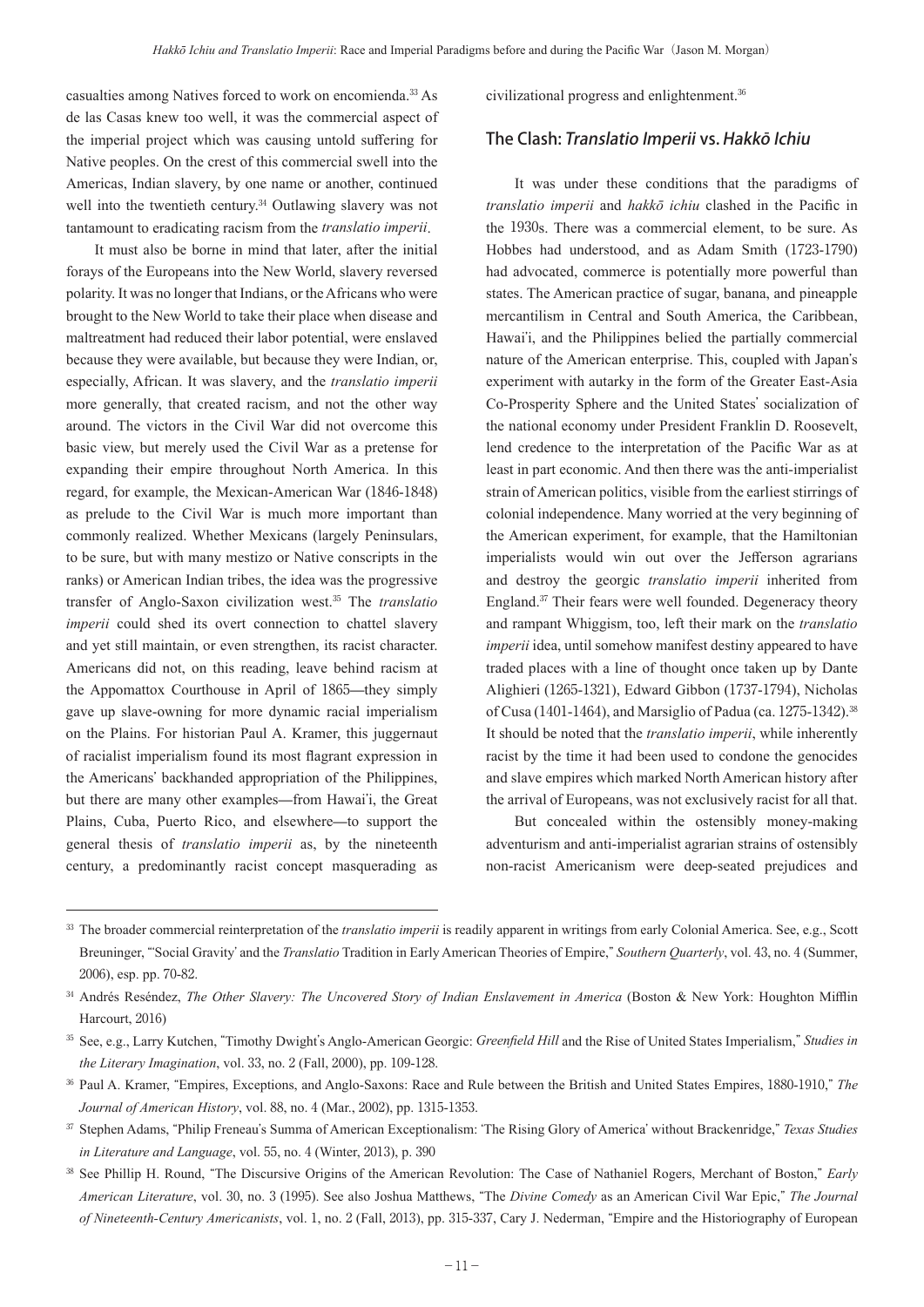casualties among Natives forced to work on encomienda.[33] As de las Casas knew too well, it was the commercial aspect of the imperial project which was causing untold suffering for Native peoples. On the crest of this commercial swell into the Americas, Indian slavery, by one name or another, continued well into the twentieth century.[34] Outlawing slavery was not tantamount to eradicating racism from the *translatio imperii*.

It must also be borne in mind that later, after the initial forays of the Europeans into the New World, slavery reversed polarity. It was no longer that Indians, or the Africans who were brought to the New World to take their place when disease and maltreatment had reduced their labor potential, were enslaved because they were available, but because they were Indian, or, especially, African. It was slavery, and the *translatio imperii* more generally, that created racism, and not the other way around. The victors in the Civil War did not overcome this basic view, but merely used the Civil War as a pretense for expanding their empire throughout North America. In this regard, for example, the Mexican-American War (1846-1848) as prelude to the Civil War is much more important than commonly realized. Whether Mexicans (largely Peninsulars, to be sure, but with many mestizo or Native conscripts in the ranks) or American Indian tribes, the idea was the progressive transfer of Anglo-Saxon civilization west.[35] The *translatio imperii* could shed its overt connection to chattel slavery and yet still maintain, or even strengthen, its racist character. Americans did not, on this reading, leave behind racism at the Appomattox Courthouse in April of 1865—they simply gave up slave-owning for more dynamic racial imperialism on the Plains. For historian Paul A. Kramer, this juggernaut of racialist imperialism found its most flagrant expression in the Americans' backhanded appropriation of the Philippines, but there are many other examples—from Hawai'i, the Great Plains, Cuba, Puerto Rico, and elsewhere—to support the general thesis of *translatio imperii* as, by the nineteenth century, a predominantly racist concept masquerading as civilizational progress and enlightenment.[36]

## The Clash: *Translatio Imperii* vs. *Hakkō Ichiu*

It was under these conditions that the paradigms of *translatio imperii* and *hakkō ichiu* clashed in the Pacific in the 1930s. There was a commercial element, to be sure. As Hobbes had understood, and as Adam Smith (1723-1790) had advocated, commerce is potentially more powerful than states. The American practice of sugar, banana, and pineapple mercantilism in Central and South America, the Caribbean, Hawai'i, and the Philippines belied the partially commercial nature of the American enterprise. This, coupled with Japan's experiment with autarky in the form of the Greater East-Asia Co-Prosperity Sphere and the United States' socialization of the national economy under President Franklin D. Roosevelt, lend credence to the interpretation of the Pacific War as at least in part economic. And then there was the anti-imperialist strain of American politics, visible from the earliest stirrings of colonial independence. Many worried at the very beginning of the American experiment, for example, that the Hamiltonian imperialists would win out over the Jefferson agrarians and destroy the georgic *translatio imperii* inherited from England.[37] Their fears were well founded. Degeneracy theory and rampant Whiggism, too, left their mark on the *translatio imperii* idea, until somehow manifest destiny appeared to have traded places with a line of thought once taken up by Dante Alighieri (1265-1321), Edward Gibbon (1737-1794), Nicholas of Cusa (1401-1464), and Marsiglio of Padua (ca. 1275-1342).[38] It should be noted that the *translatio imperii*, while inherently racist by the time it had been used to condone the genocides and slave empires which marked North American history after the arrival of Europeans, was not exclusively racist for all that.

But concealed within the ostensibly money-making adventurism and anti-imperialist agrarian strains of ostensibly non-racist Americanism were deep-seated prejudices and

---

[33] The broader commercial reinterpretation of the *translatio imperii* is readily apparent in writings from early Colonial America. See, e.g., Scott Breuninger, "'Social Gravity' and the *Translatio* Tradition in Early American Theories of Empire," *Southern Quarterly*, vol. 43, no. 4 (Summer, 2006), esp. pp. 70-82.

[34] Andrés Reséndez, *The Other Slavery: The Uncovered Story of Indian Enslavement in America* (Boston & New York: Houghton Mifflin Harcourt, 2016)

[35] See, e.g., Larry Kutchen, "Timothy Dwight's Anglo-American Georgic: *Greenfield Hill* and the Rise of United States Imperialism," *Studies in the Literary Imagination*, vol. 33, no. 2 (Fall, 2000), pp. 109-128.

[36] Paul A. Kramer, "Empires, Exceptions, and Anglo-Saxons: Race and Rule between the British and United States Empires, 1880-1910," *The Journal of American History*, vol. 88, no. 4 (Mar., 2002), pp. 1315-1353.

[37] Stephen Adams, "Philip Freneau's Summa of American Exceptionalism: 'The Rising Glory of America' without Brackenridge," *Texas Studies in Literature and Language*, vol. 55, no. 4 (Winter, 2013), p. 390

[38] See Phillip H. Round, "The Discursive Origins of the American Revolution: The Case of Nathaniel Rogers, Merchant of Boston," *Early American Literature*, vol. 30, no. 3 (1995). See also Joshua Matthews, "The *Divine Comedy* as an American Civil War Epic," *The Journal of Nineteenth-Century Americanists*, vol. 1, no. 2 (Fall, 2013), pp. 315-337, Cary J. Nederman, "Empire and the Historiography of European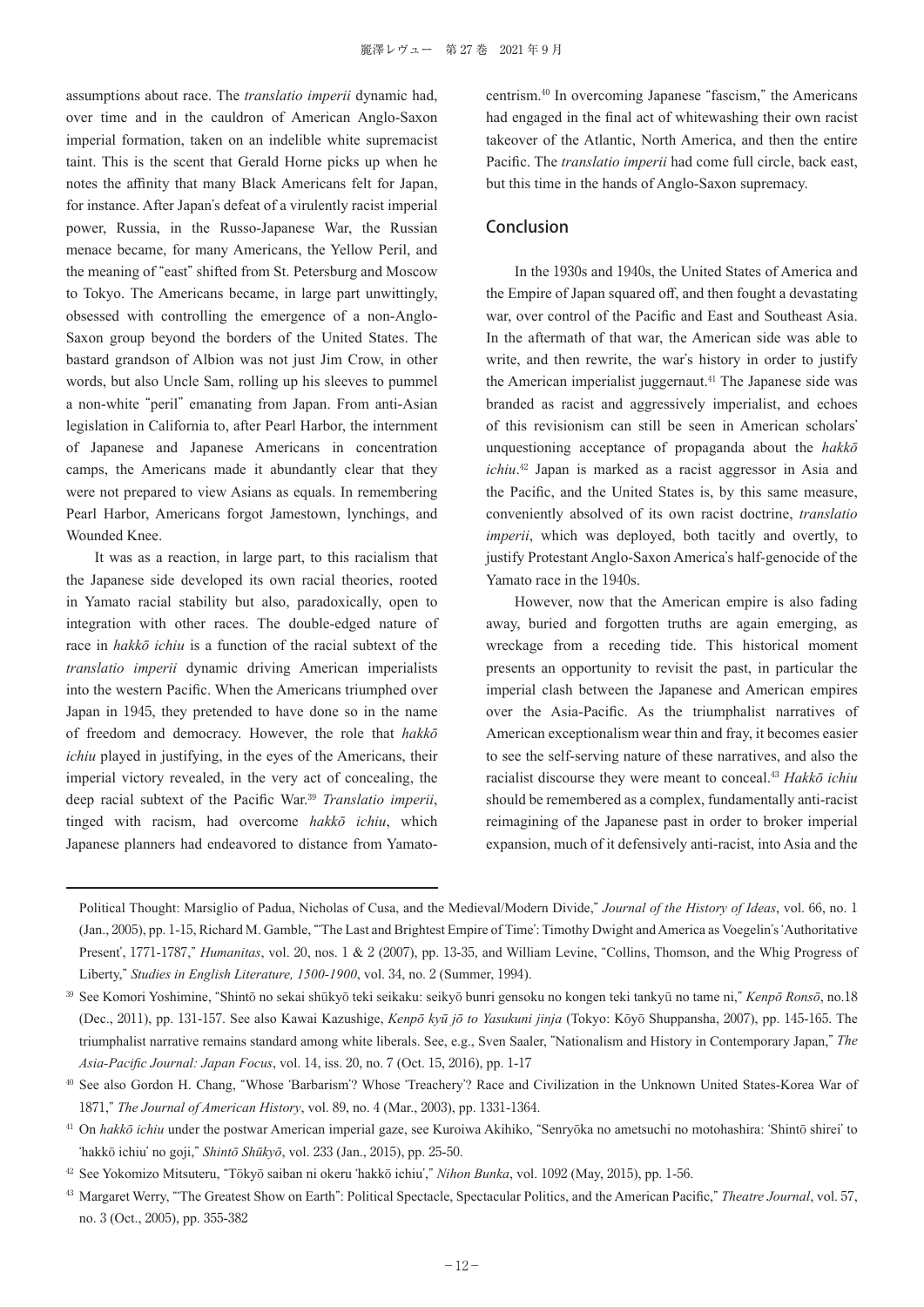assumptions about race. The *translatio imperii* dynamic had, over time and in the cauldron of American Anglo-Saxon imperial formation, taken on an indelible white supremacist taint. This is the scent that Gerald Horne picks up when he notes the affinity that many Black Americans felt for Japan, for instance. After Japan's defeat of a virulently racist imperial power, Russia, in the Russo-Japanese War, the Russian menace became, for many Americans, the Yellow Peril, and the meaning of "east" shifted from St. Petersburg and Moscow to Tokyo. The Americans became, in large part unwittingly, obsessed with controlling the emergence of a non-Anglo-Saxon group beyond the borders of the United States. The bastard grandson of Albion was not just Jim Crow, in other words, but also Uncle Sam, rolling up his sleeves to pummel a non-white "peril" emanating from Japan. From anti-Asian legislation in California to, after Pearl Harbor, the internment of Japanese and Japanese Americans in concentration camps, the Americans made it abundantly clear that they were not prepared to view Asians as equals. In remembering Pearl Harbor, Americans forgot Jamestown, lynchings, and Wounded Knee.

It was as a reaction, in large part, to this racialism that the Japanese side developed its own racial theories, rooted in Yamato racial stability but also, paradoxically, open to integration with other races. The double-edged nature of race in *hakkō ichiu* is a function of the racial subtext of the *translatio imperii* dynamic driving American imperialists into the western Pacific. When the Americans triumphed over Japan in 1945, they pretended to have done so in the name of freedom and democracy. However, the role that *hakkō ichiu* played in justifying, in the eyes of the Americans, their imperial victory revealed, in the very act of concealing, the deep racial subtext of the Pacific War.[39] *Translatio imperii*, tinged with racism, had overcome *hakkō ichiu*, which Japanese planners had endeavored to distance from Yamato-centrism.[40] In overcoming Japanese "fascism," the Americans had engaged in the final act of whitewashing their own racist takeover of the Atlantic, North America, and then the entire Pacific. The *translatio imperii* had come full circle, back east, but this time in the hands of Anglo-Saxon supremacy.

## Conclusion

In the 1930s and 1940s, the United States of America and the Empire of Japan squared off, and then fought a devastating war, over control of the Pacific and East and Southeast Asia. In the aftermath of that war, the American side was able to write, and then rewrite, the war's history in order to justify the American imperialist juggernaut.[41] The Japanese side was branded as racist and aggressively imperialist, and echoes of this revisionism can still be seen in American scholars' unquestioning acceptance of propaganda about the *hakkō ichiu*.[42] Japan is marked as a racist aggressor in Asia and the Pacific, and the United States is, by this same measure, conveniently absolved of its own racist doctrine, *translatio imperii*, which was deployed, both tacitly and overtly, to justify Protestant Anglo-Saxon America's half-genocide of the Yamato race in the 1940s.

However, now that the American empire is also fading away, buried and forgotten truths are again emerging, as wreckage from a receding tide. This historical moment presents an opportunity to revisit the past, in particular the imperial clash between the Japanese and American empires over the Asia-Pacific. As the triumphalist narratives of American exceptionalism wear thin and fray, it becomes easier to see the self-serving nature of these narratives, and also the racialist discourse they were meant to conceal.[43] *Hakkō ichiu* should be remembered as a complex, fundamentally anti-racist reimagining of the Japanese past in order to broker imperial expansion, much of it defensively anti-racist, into Asia and the

---

Political Thought: Marsiglio of Padua, Nicholas of Cusa, and the Medieval/Modern Divide," *Journal of the History of Ideas*, vol. 66, no. 1 (Jan., 2005), pp. 1-15, Richard M. Gamble, "'The Last and Brightest Empire of Time': Timothy Dwight and America as Voegelin's 'Authoritative Present', 1771-1787," *Humanitas*, vol. 20, nos. 1 & 2 (2007), pp. 13-35, and William Levine, "Collins, Thomson, and the Whig Progress of Liberty," *Studies in English Literature, 1500-1900*, vol. 34, no. 2 (Summer, 1994).

[39] See Komori Yoshimine, "Shintō no sekai shūkyō teki seikaku: seikyō bunri gensoku no kongen teki tankyū no tame ni," *Kenpō Ronsō*, no.18 (Dec., 2011), pp. 131-157. See also Kawai Kazushige, *Kenpō kyū jō to Yasukuni jinja* (Tokyo: Kōyō Shuppansha, 2007), pp. 145-165. The triumphalist narrative remains standard among white liberals. See, e.g., Sven Saaler, "Nationalism and History in Contemporary Japan," *The Asia-Pacific Journal: Japan Focus*, vol. 14, iss. 20, no. 7 (Oct. 15, 2016), pp. 1-17

[40] See also Gordon H. Chang, "Whose 'Barbarism'? Whose 'Treachery'? Race and Civilization in the Unknown United States-Korea War of 1871," *The Journal of American History*, vol. 89, no. 4 (Mar., 2003), pp. 1331-1364.

[41] On *hakkō ichiu* under the postwar American imperial gaze, see Kuroiwa Akihiko, "Senryōka no ametsuchi no motohashira: 'Shintō shirei' to 'hakkō ichiu' no goji," *Shintō Shūkyō*, vol. 233 (Jan., 2015), pp. 25-50.

[42] See Yokomizo Mitsuteru, "Tōkyō saiban ni okeru 'hakkō ichiu'," *Nihon Bunka*, vol. 1092 (May, 2015), pp. 1-56.

[43] Margaret Werry, "'The Greatest Show on Earth": Political Spectacle, Spectacular Politics, and the American Pacific," *Theatre Journal*, vol. 57, no. 3 (Oct., 2005), pp. 355-382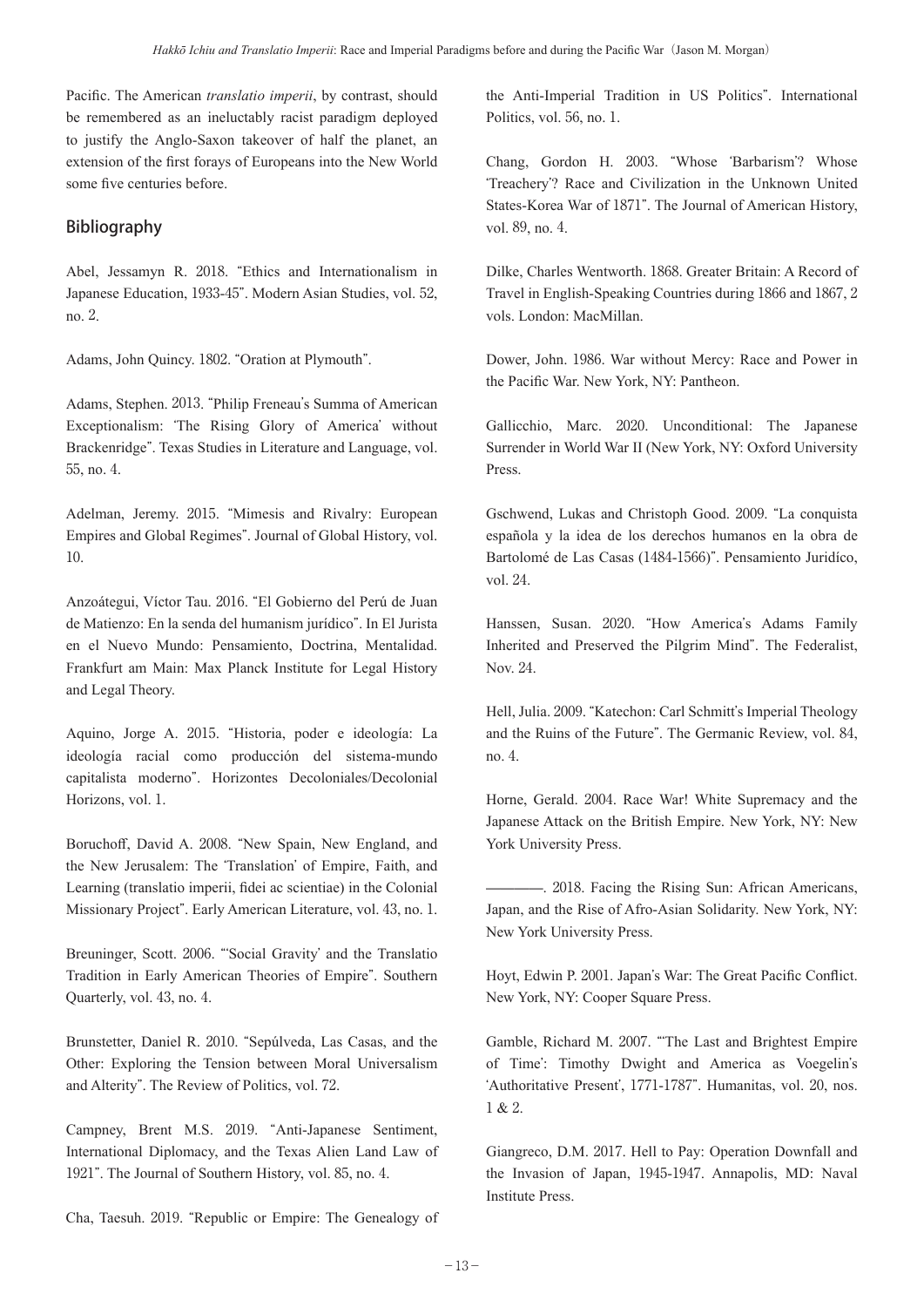Pacific. The American *translatio imperii*, by contrast, should be remembered as an ineluctably racist paradigm deployed to justify the Anglo-Saxon takeover of half the planet, an extension of the first forays of Europeans into the New World some five centuries before.

## Bibliography

Abel, Jessamyn R. 2018. "Ethics and Internationalism in Japanese Education, 1933-45". Modern Asian Studies, vol. 52, no. 2.

Adams, John Quincy. 1802. "Oration at Plymouth".

Adams, Stephen. 2013. "Philip Freneau's Summa of American Exceptionalism: 'The Rising Glory of America' without Brackenridge". Texas Studies in Literature and Language, vol. 55, no. 4.

Adelman, Jeremy. 2015. "Mimesis and Rivalry: European Empires and Global Regimes". Journal of Global History, vol. 10.

Anzoátegui, Víctor Tau. 2016. "El Gobierno del Perú de Juan de Matienzo: En la senda del humanism jurídico". In El Jurista en el Nuevo Mundo: Pensamiento, Doctrina, Mentalidad. Frankfurt am Main: Max Planck Institute for Legal History and Legal Theory.

Aquino, Jorge A. 2015. "Historia, poder e ideología: La ideología racial como producción del sistema-mundo capitalista moderno". Horizontes Decoloniales/Decolonial Horizons, vol. 1.

Boruchoff, David A. 2008. "New Spain, New England, and the New Jerusalem: The 'Translation' of Empire, Faith, and Learning (translatio imperii, fidei ac scientiae) in the Colonial Missionary Project". Early American Literature, vol. 43, no. 1.

Breuninger, Scott. 2006. "'Social Gravity' and the Translatio Tradition in Early American Theories of Empire". Southern Quarterly, vol. 43, no. 4.

Brunstetter, Daniel R. 2010. "Sepúlveda, Las Casas, and the Other: Exploring the Tension between Moral Universalism and Alterity". The Review of Politics, vol. 72.

Campney, Brent M.S. 2019. "Anti-Japanese Sentiment, International Diplomacy, and the Texas Alien Land Law of 1921". The Journal of Southern History, vol. 85, no. 4.

Cha, Taesuh. 2019. "Republic or Empire: The Genealogy of the Anti-Imperial Tradition in US Politics". International Politics, vol. 56, no. 1.

Chang, Gordon H. 2003. "Whose 'Barbarism'? Whose 'Treachery'? Race and Civilization in the Unknown United States-Korea War of 1871". The Journal of American History, vol. 89, no. 4.

Dilke, Charles Wentworth. 1868. Greater Britain: A Record of Travel in English-Speaking Countries during 1866 and 1867, 2 vols. London: MacMillan.

Dower, John. 1986. War without Mercy: Race and Power in the Pacific War. New York, NY: Pantheon.

Gallicchio, Marc. 2020. Unconditional: The Japanese Surrender in World War II (New York, NY: Oxford University Press.

Gschwend, Lukas and Christoph Good. 2009. "La conquista española y la idea de los derechos humanos en la obra de Bartolomé de Las Casas (1484-1566)". Pensamiento Juridíco, vol. 24.

Hanssen, Susan. 2020. "How America's Adams Family Inherited and Preserved the Pilgrim Mind". The Federalist, Nov. 24.

Hell, Julia. 2009. "Katechon: Carl Schmitt's Imperial Theology and the Ruins of the Future". The Germanic Review, vol. 84, no. 4.

Horne, Gerald. 2004. Race War! White Supremacy and the Japanese Attack on the British Empire. New York, NY: New York University Press.

————. 2018. Facing the Rising Sun: African Americans, Japan, and the Rise of Afro-Asian Solidarity. New York, NY: New York University Press.

Hoyt, Edwin P. 2001. Japan's War: The Great Pacific Conflict. New York, NY: Cooper Square Press.

Gamble, Richard M. 2007. "'The Last and Brightest Empire of Time': Timothy Dwight and America as Voegelin's 'Authoritative Present', 1771-1787". Humanitas, vol. 20, nos. 1 & 2.

Giangreco, D.M. 2017. Hell to Pay: Operation Downfall and the Invasion of Japan, 1945-1947. Annapolis, MD: Naval Institute Press.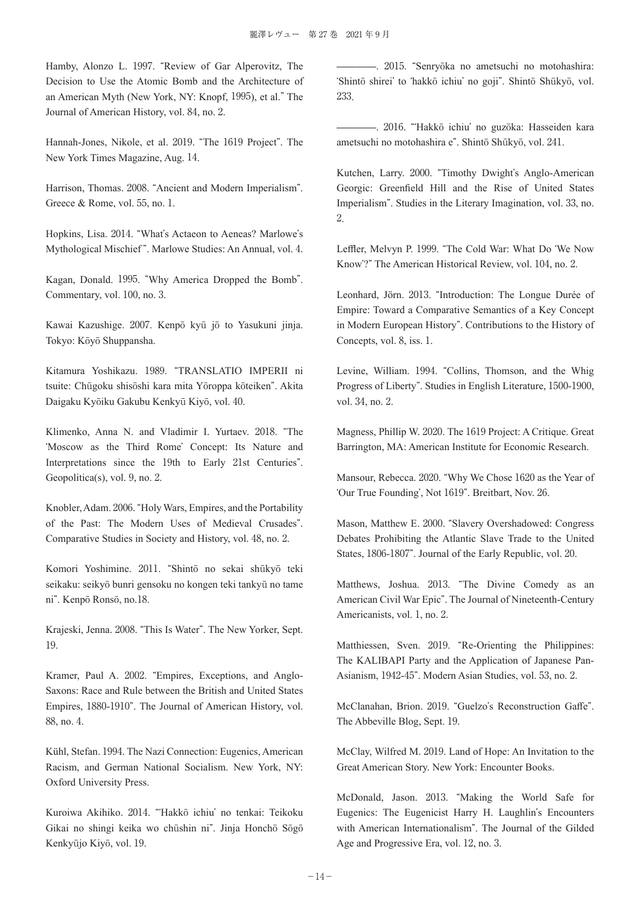Hamby, Alonzo L. 1997. "Review of Gar Alperovitz, The Decision to Use the Atomic Bomb and the Architecture of an American Myth (New York, NY: Knopf, 1995), et al." The Journal of American History, vol. 84, no. 2.

Hannah-Jones, Nikole, et al. 2019. "The 1619 Project". The New York Times Magazine, Aug. 14.

Harrison, Thomas. 2008. "Ancient and Modern Imperialism". Greece & Rome, vol. 55, no. 1.

Hopkins, Lisa. 2014. "What's Actaeon to Aeneas? Marlowe's Mythological Mischief". Marlowe Studies: An Annual, vol. 4.

Kagan, Donald. 1995. "Why America Dropped the Bomb". Commentary, vol. 100, no. 3.

Kawai Kazushige. 2007. Kenpō kyū jō to Yasukuni jinja. Tokyo: Kōyō Shuppansha.

Kitamura Yoshikazu. 1989. "TRANSLATIO IMPERII ni tsuite: Chūgoku shisōshi kara mita Yōroppa kōteiken". Akita Daigaku Kyōiku Gakubu Kenkyū Kiyō, vol. 40.

Klimenko, Anna N. and Vladimir I. Yurtaev. 2018. "The 'Moscow as the Third Rome' Concept: Its Nature and Interpretations since the 19th to Early 21st Centuries". Geopolitica(s), vol. 9, no. 2.

Knobler, Adam. 2006. "Holy Wars, Empires, and the Portability of the Past: The Modern Uses of Medieval Crusades". Comparative Studies in Society and History, vol. 48, no. 2.

Komori Yoshimine. 2011. "Shintō no sekai shūkyō teki seikaku: seikyō bunri gensoku no kongen teki tankyū no tame ni". Kenpō Ronsō, no.18.

Krajeski, Jenna. 2008. "This Is Water". The New Yorker, Sept. 19.

Kramer, Paul A. 2002. "Empires, Exceptions, and Anglo-Saxons: Race and Rule between the British and United States Empires, 1880-1910". The Journal of American History, vol. 88, no. 4.

Kühl, Stefan. 1994. The Nazi Connection: Eugenics, American Racism, and German National Socialism. New York, NY: Oxford University Press.

Kuroiwa Akihiko. 2014. "'Hakkō ichiu' no tenkai: Teikoku Gikai no shingi keika wo chūshin ni". Jinja Honchō Sōgō Kenkyūjo Kiyō, vol. 19.

————. 2015. "Senryōka no ametsuchi no motohashira: 'Shintō shirei' to 'hakkō ichiu' no goji". Shintō Shūkyō, vol. 233.

————. 2016. "'Hakkō ichiu' no guzōka: Hasseiden kara ametsuchi no motohashira e". Shintō Shūkyō, vol. 241.

Kutchen, Larry. 2000. "Timothy Dwight's Anglo-American Georgic: Greenfield Hill and the Rise of United States Imperialism". Studies in the Literary Imagination, vol. 33, no. 2.

Leffler, Melvyn P. 1999. "The Cold War: What Do 'We Now Know'?" The American Historical Review, vol. 104, no. 2.

Leonhard, Jörn. 2013. "Introduction: The Longue Durée of Empire: Toward a Comparative Semantics of a Key Concept in Modern European History". Contributions to the History of Concepts, vol. 8, iss. 1.

Levine, William. 1994. "Collins, Thomson, and the Whig Progress of Liberty". Studies in English Literature, 1500-1900, vol. 34, no. 2.

Magness, Phillip W. 2020. The 1619 Project: A Critique. Great Barrington, MA: American Institute for Economic Research.

Mansour, Rebecca. 2020. "Why We Chose 1620 as the Year of 'Our True Founding', Not 1619". Breitbart, Nov. 26.

Mason, Matthew E. 2000. "Slavery Overshadowed: Congress Debates Prohibiting the Atlantic Slave Trade to the United States, 1806-1807". Journal of the Early Republic, vol. 20.

Matthews, Joshua. 2013. "The Divine Comedy as an American Civil War Epic". The Journal of Nineteenth-Century Americanists, vol. 1, no. 2.

Matthiessen, Sven. 2019. "Re-Orienting the Philippines: The KALIBAPI Party and the Application of Japanese Pan-Asianism, 1942-45". Modern Asian Studies, vol. 53, no. 2.

McClanahan, Brion. 2019. "Guelzo's Reconstruction Gaffe". The Abbeville Blog, Sept. 19.

McClay, Wilfred M. 2019. Land of Hope: An Invitation to the Great American Story. New York: Encounter Books.

McDonald, Jason. 2013. "Making the World Safe for Eugenics: The Eugenicist Harry H. Laughlin's Encounters with American Internationalism". The Journal of the Gilded Age and Progressive Era, vol. 12, no. 3.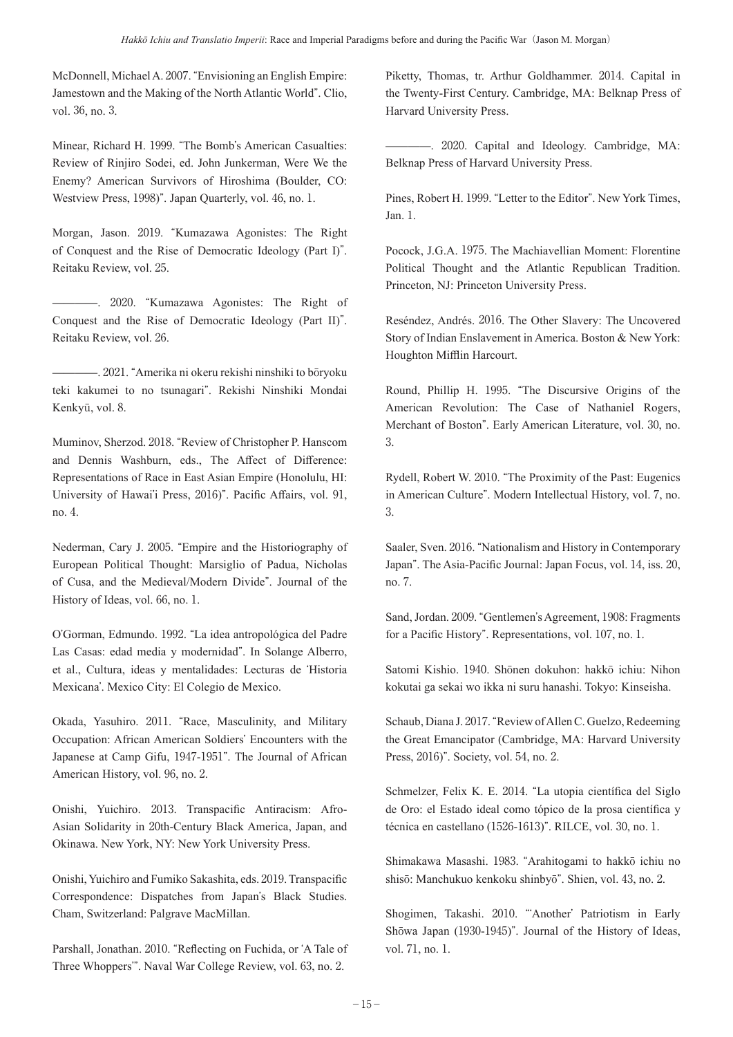McDonnell, Michael A. 2007. "Envisioning an English Empire: Jamestown and the Making of the North Atlantic World". Clio, vol. 36, no. 3.

Minear, Richard H. 1999. "The Bomb's American Casualties: Review of Rinjiro Sodei, ed. John Junkerman, Were We the Enemy? American Survivors of Hiroshima (Boulder, CO: Westview Press, 1998)". Japan Quarterly, vol. 46, no. 1.

Morgan, Jason. 2019. "Kumazawa Agonistes: The Right of Conquest and the Rise of Democratic Ideology (Part I)". Reitaku Review, vol. 25.

————. 2020. "Kumazawa Agonistes: The Right of Conquest and the Rise of Democratic Ideology (Part II)". Reitaku Review, vol. 26.

————. 2021. "Amerika ni okeru rekishi ninshiki to bōryoku teki kakumei to no tsunagari". Rekishi Ninshiki Mondai Kenkyū, vol. 8.

Muminov, Sherzod. 2018. "Review of Christopher P. Hanscom and Dennis Washburn, eds., The Affect of Difference: Representations of Race in East Asian Empire (Honolulu, HI: University of Hawai'i Press, 2016)". Pacific Affairs, vol. 91, no. 4.

Nederman, Cary J. 2005. "Empire and the Historiography of European Political Thought: Marsiglio of Padua, Nicholas of Cusa, and the Medieval/Modern Divide". Journal of the History of Ideas, vol. 66, no. 1.

O'Gorman, Edmundo. 1992. "La idea antropológica del Padre Las Casas: edad media y modernidad". In Solange Alberro, et al., Cultura, ideas y mentalidades: Lecturas de 'Historia Mexicana'. Mexico City: El Colegio de Mexico.

Okada, Yasuhiro. 2011. "Race, Masculinity, and Military Occupation: African American Soldiers' Encounters with the Japanese at Camp Gifu, 1947-1951". The Journal of African American History, vol. 96, no. 2.

Onishi, Yuichiro. 2013. Transpacific Antiracism: Afro-Asian Solidarity in 20th-Century Black America, Japan, and Okinawa. New York, NY: New York University Press.

Onishi, Yuichiro and Fumiko Sakashita, eds. 2019. Transpacific Correspondence: Dispatches from Japan's Black Studies. Cham, Switzerland: Palgrave MacMillan.

Parshall, Jonathan. 2010. "Reflecting on Fuchida, or 'A Tale of Three Whoppers'". Naval War College Review, vol. 63, no. 2.

Piketty, Thomas, tr. Arthur Goldhammer. 2014. Capital in the Twenty-First Century. Cambridge, MA: Belknap Press of Harvard University Press.

————. 2020. Capital and Ideology. Cambridge, MA: Belknap Press of Harvard University Press.

Pines, Robert H. 1999. "Letter to the Editor". New York Times, Jan. 1.

Pocock, J.G.A. 1975. The Machiavellian Moment: Florentine Political Thought and the Atlantic Republican Tradition. Princeton, NJ: Princeton University Press.

Reséndez, Andrés. 2016. The Other Slavery: The Uncovered Story of Indian Enslavement in America. Boston & New York: Houghton Mifflin Harcourt.

Round, Phillip H. 1995. "The Discursive Origins of the American Revolution: The Case of Nathaniel Rogers, Merchant of Boston". Early American Literature, vol. 30, no. 3.

Rydell, Robert W. 2010. "The Proximity of the Past: Eugenics in American Culture". Modern Intellectual History, vol. 7, no. 3.

Saaler, Sven. 2016. "Nationalism and History in Contemporary Japan". The Asia-Pacific Journal: Japan Focus, vol. 14, iss. 20, no. 7.

Sand, Jordan. 2009. "Gentlemen's Agreement, 1908: Fragments for a Pacific History". Representations, vol. 107, no. 1.

Satomi Kishio. 1940. Shōnen dokuhon: hakkō ichiu: Nihon kokutai ga sekai wo ikka ni suru hanashi. Tokyo: Kinseisha.

Schaub, Diana J. 2017. "Review of Allen C. Guelzo, Redeeming the Great Emancipator (Cambridge, MA: Harvard University Press, 2016)". Society, vol. 54, no. 2.

Schmelzer, Felix K. E. 2014. "La utopia científica del Siglo de Oro: el Estado ideal como tópico de la prosa científica y técnica en castellano (1526-1613)". RILCE, vol. 30, no. 1.

Shimakawa Masashi. 1983. "Arahitogami to hakkō ichiu no shisō: Manchukuo kenkoku shinbyō". Shien, vol. 43, no. 2.

Shogimen, Takashi. 2010. "'Another' Patriotism in Early Shōwa Japan (1930-1945)". Journal of the History of Ideas, vol. 71, no. 1.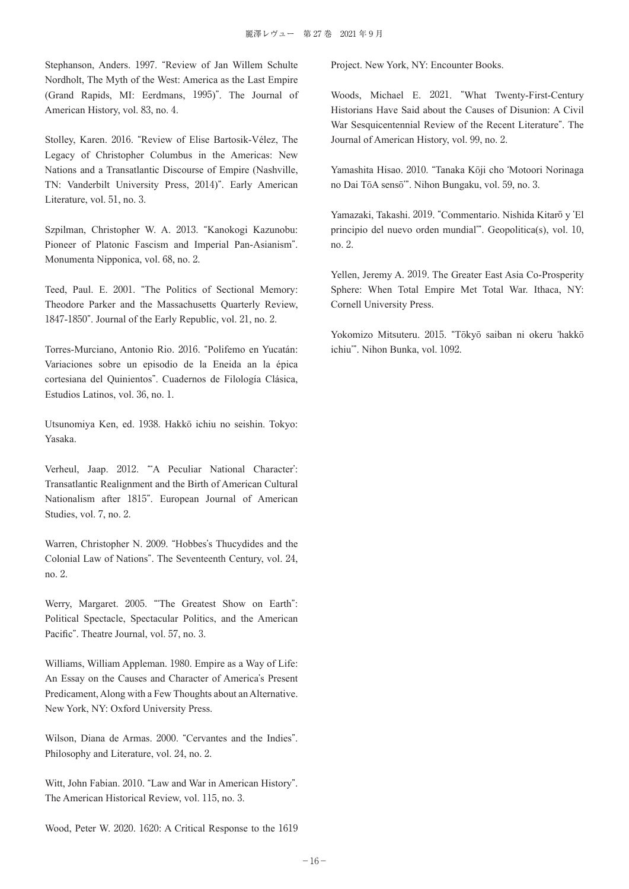Stephanson, Anders. 1997. "Review of Jan Willem Schulte Nordholt, The Myth of the West: America as the Last Empire (Grand Rapids, MI: Eerdmans, 1995)". The Journal of American History, vol. 83, no. 4.

Stolley, Karen. 2016. "Review of Elise Bartosik-Vélez, The Legacy of Christopher Columbus in the Americas: New Nations and a Transatlantic Discourse of Empire (Nashville, TN: Vanderbilt University Press, 2014)". Early American Literature, vol. 51, no. 3.

Szpilman, Christopher W. A. 2013. "Kanokogi Kazunobu: Pioneer of Platonic Fascism and Imperial Pan-Asianism". Monumenta Nipponica, vol. 68, no. 2.

Teed, Paul. E. 2001. "The Politics of Sectional Memory: Theodore Parker and the Massachusetts Quarterly Review, 1847-1850". Journal of the Early Republic, vol. 21, no. 2.

Torres-Murciano, Antonio Rio. 2016. "Polifemo en Yucatán: Variaciones sobre un episodio de la Eneida an la épica cortesiana del Quinientos". Cuadernos de Filología Clásica, Estudios Latinos, vol. 36, no. 1.

Utsunomiya Ken, ed. 1938. Hakkō ichiu no seishin. Tokyo: Yasaka.

Verheul, Jaap. 2012. "'A Peculiar National Character': Transatlantic Realignment and the Birth of American Cultural Nationalism after 1815". European Journal of American Studies, vol. 7, no. 2.

Warren, Christopher N. 2009. "Hobbes's Thucydides and the Colonial Law of Nations". The Seventeenth Century, vol. 24, no. 2.

Werry, Margaret. 2005. "'The Greatest Show on Earth": Political Spectacle, Spectacular Politics, and the American Pacific". Theatre Journal, vol. 57, no. 3.

Williams, William Appleman. 1980. Empire as a Way of Life: An Essay on the Causes and Character of America's Present Predicament, Along with a Few Thoughts about an Alternative. New York, NY: Oxford University Press.

Wilson, Diana de Armas. 2000. "Cervantes and the Indies". Philosophy and Literature, vol. 24, no. 2.

Witt, John Fabian. 2010. "Law and War in American History". The American Historical Review, vol. 115, no. 3.

Wood, Peter W. 2020. 1620: A Critical Response to the 1619 Project. New York, NY: Encounter Books.

Woods, Michael E. 2021. "What Twenty-First-Century Historians Have Said about the Causes of Disunion: A Civil War Sesquicentennial Review of the Recent Literature". The Journal of American History, vol. 99, no. 2.

Yamashita Hisao. 2010. "Tanaka Kōji cho 'Motoori Norinaga no Dai TōA sensō'". Nihon Bungaku, vol. 59, no. 3.

Yamazaki, Takashi. 2019. "Commentario. Nishida Kitarō y 'El principio del nuevo orden mundial'". Geopolitica(s), vol. 10, no. 2.

Yellen, Jeremy A. 2019. The Greater East Asia Co-Prosperity Sphere: When Total Empire Met Total War. Ithaca, NY: Cornell University Press.

Yokomizo Mitsuteru. 2015. "Tōkyō saiban ni okeru 'hakkō ichiu'". Nihon Bunka, vol. 1092.